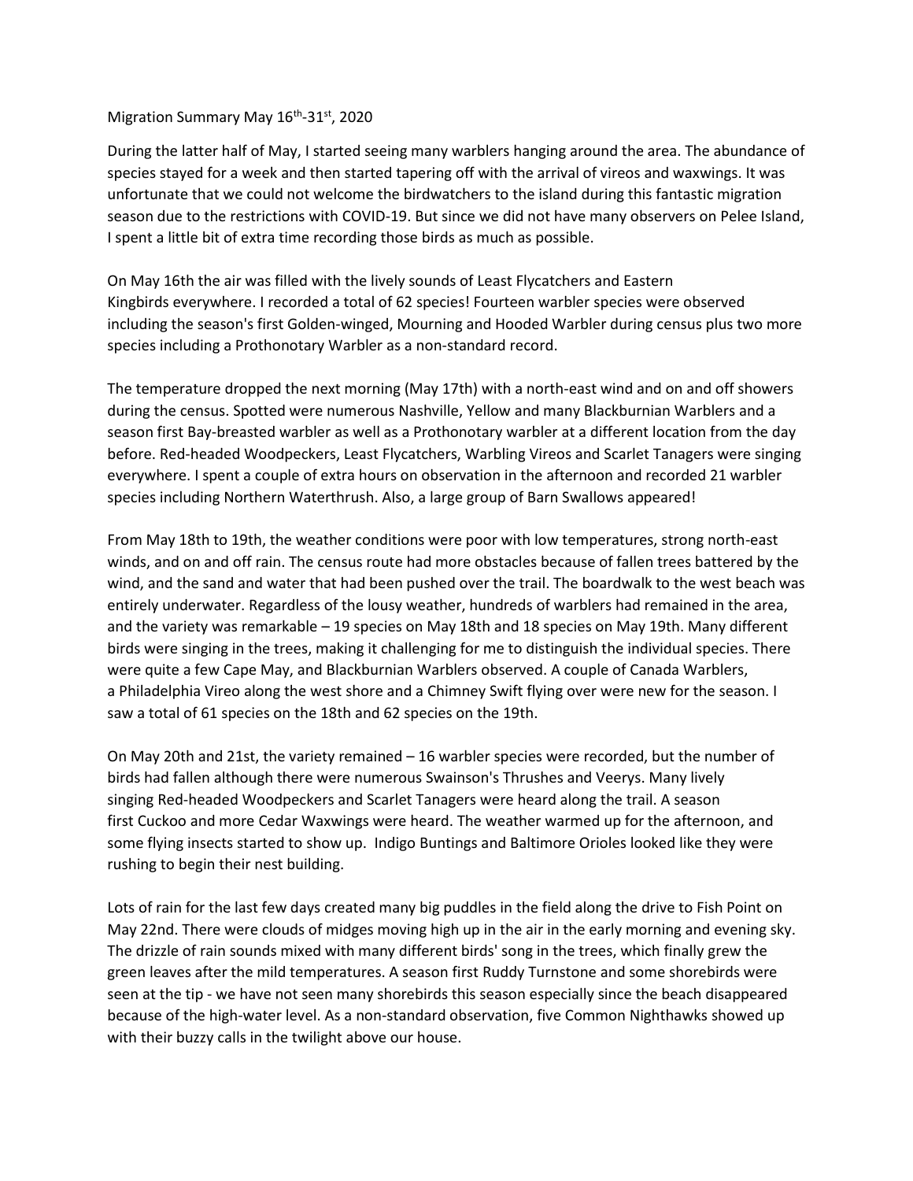Migration Summary May 16th-31st, 2020

During the latter half of May, I started seeing many warblers hanging around the area. The abundance of species stayed for a week and then started tapering off with the arrival of vireos and waxwings. It was unfortunate that we could not welcome the birdwatchers to the island during this fantastic migration season due to the restrictions with COVID-19. But since we did not have many observers on Pelee Island, I spent a little bit of extra time recording those birds as much as possible.

On May 16th the air was filled with the lively sounds of Least Flycatchers and Eastern Kingbirds everywhere. I recorded a total of 62 species! Fourteen warbler species were observed including the season's first Golden-winged, Mourning and Hooded Warbler during census plus two more species including a Prothonotary Warbler as a non-standard record.

The temperature dropped the next morning (May 17th) with a north-east wind and on and off showers during the census. Spotted were numerous Nashville, Yellow and many Blackburnian Warblers and a season first Bay-breasted warbler as well as a Prothonotary warbler at a different location from the day before. Red-headed Woodpeckers, Least Flycatchers, Warbling Vireos and Scarlet Tanagers were singing everywhere. I spent a couple of extra hours on observation in the afternoon and recorded 21 warbler species including Northern Waterthrush. Also, a large group of Barn Swallows appeared!

From May 18th to 19th, the weather conditions were poor with low temperatures, strong north-east winds, and on and off rain. The census route had more obstacles because of fallen trees battered by the wind, and the sand and water that had been pushed over the trail. The boardwalk to the west beach was entirely underwater. Regardless of the lousy weather, hundreds of warblers had remained in the area, and the variety was remarkable – 19 species on May 18th and 18 species on May 19th. Many different birds were singing in the trees, making it challenging for me to distinguish the individual species. There were quite a few Cape May, and Blackburnian Warblers observed. A couple of Canada Warblers, a Philadelphia Vireo along the west shore and a Chimney Swift flying over were new for the season. I saw a total of 61 species on the 18th and 62 species on the 19th.

On May 20th and 21st, the variety remained – 16 warbler species were recorded, but the number of birds had fallen although there were numerous Swainson's Thrushes and Veerys. Many lively singing Red-headed Woodpeckers and Scarlet Tanagers were heard along the trail. A season first Cuckoo and more Cedar Waxwings were heard. The weather warmed up for the afternoon, and some flying insects started to show up. Indigo Buntings and Baltimore Orioles looked like they were rushing to begin their nest building.

Lots of rain for the last few days created many big puddles in the field along the drive to Fish Point on May 22nd. There were clouds of midges moving high up in the air in the early morning and evening sky. The drizzle of rain sounds mixed with many different birds' song in the trees, which finally grew the green leaves after the mild temperatures. A season first Ruddy Turnstone and some shorebirds were seen at the tip - we have not seen many shorebirds this season especially since the beach disappeared because of the high-water level. As a non-standard observation, five Common Nighthawks showed up with their buzzy calls in the twilight above our house.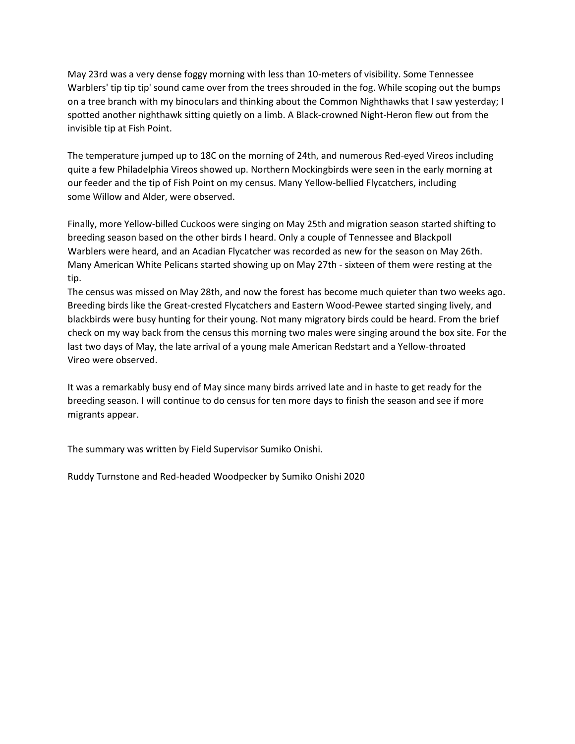May 23rd was a very dense foggy morning with less than 10-meters of visibility. Some Tennessee Warblers' tip tip tip' sound came over from the trees shrouded in the fog. While scoping out the bumps on a tree branch with my binoculars and thinking about the Common Nighthawks that I saw yesterday; I spotted another nighthawk sitting quietly on a limb. A Black-crowned Night-Heron flew out from the invisible tip at Fish Point.

The temperature jumped up to 18C on the morning of 24th, and numerous Red-eyed Vireos including quite a few Philadelphia Vireos showed up. Northern Mockingbirds were seen in the early morning at our feeder and the tip of Fish Point on my census. Many Yellow-bellied Flycatchers, including some Willow and Alder, were observed.

Finally, more Yellow-billed Cuckoos were singing on May 25th and migration season started shifting to breeding season based on the other birds I heard. Only a couple of Tennessee and Blackpoll Warblers were heard, and an Acadian Flycatcher was recorded as new for the season on May 26th. Many American White Pelicans started showing up on May 27th - sixteen of them were resting at the tip.

The census was missed on May 28th, and now the forest has become much quieter than two weeks ago. Breeding birds like the Great-crested Flycatchers and Eastern Wood-Pewee started singing lively, and blackbirds were busy hunting for their young. Not many migratory birds could be heard. From the brief check on my way back from the census this morning two males were singing around the box site. For the last two days of May, the late arrival of a young male American Redstart and a Yellow-throated Vireo were observed.

It was a remarkably busy end of May since many birds arrived late and in haste to get ready for the breeding season. I will continue to do census for ten more days to finish the season and see if more migrants appear.

The summary was written by Field Supervisor Sumiko Onishi.

Ruddy Turnstone and Red-headed Woodpecker by Sumiko Onishi 2020